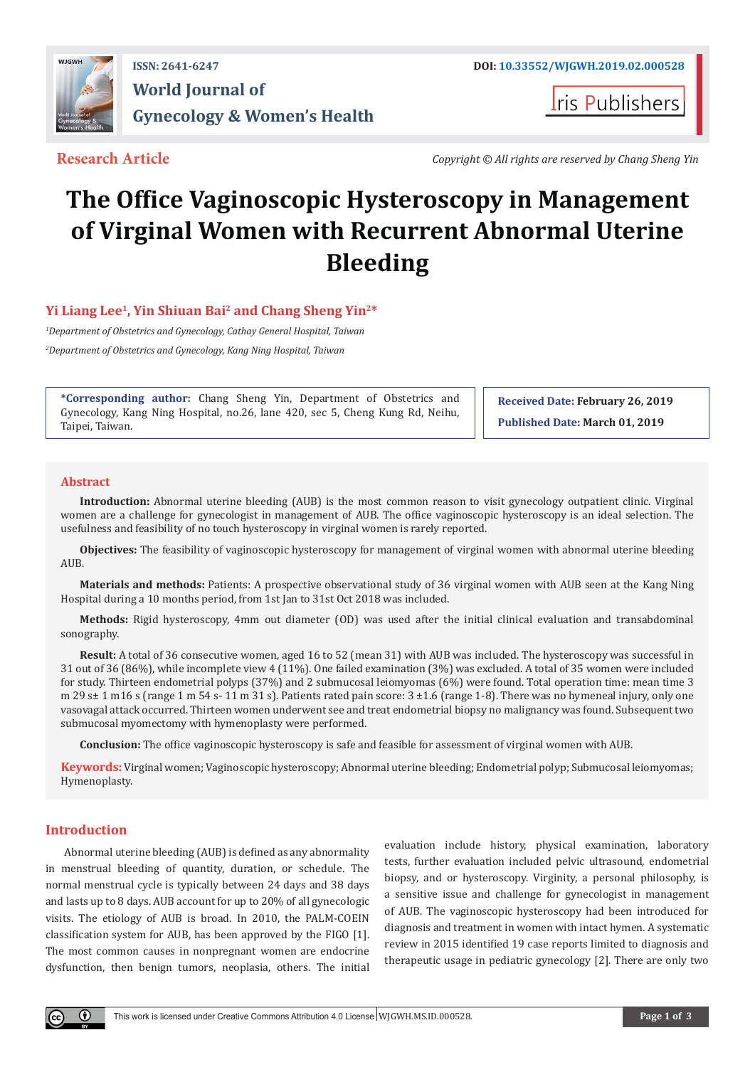ISSN: 2641-6247

DOI: 10.33552/WJGWH.2019.02.000528

World Journal of Gynecology & Women's Health

Iris Publishers

**Research Article**

*Copyright © All rights are reserved by Chang Sheng Yin*

# The Office Vaginoscopic Hysteroscopy in Management of Virginal Women with Recurrent Abnormal Uterine Bleeding

**Yi Liang Lee[1], Yin Shiuan Bai[2] and Chang Sheng Yin[2]***

[1]*Department of Obstetrics and Gynecology, Cathay General Hospital, Taiwan*

[2]*Department of Obstetrics and Gynecology, Kang Ning Hospital, Taiwan*

***Corresponding author:** Chang Sheng Yin, Department of Obstetrics and Gynecology, Kang Ning Hospital, no.26, lane 420, sec 5, Cheng Kung Rd, Neihu, Taipei, Taiwan.

**Received Date:** February 26, 2019

**Published Date:** March 01, 2019

## Abstract

**Introduction:** Abnormal uterine bleeding (AUB) is the most common reason to visit gynecology outpatient clinic. Virginal women are a challenge for gynecologist in management of AUB. The office vaginoscopic hysteroscopy is an ideal selection. The usefulness and feasibility of no touch hysteroscopy in virginal women is rarely reported.

**Objectives:** The feasibility of vaginoscopic hysteroscopy for management of virginal women with abnormal uterine bleeding AUB.

**Materials and methods:** Patients: A prospective observational study of 36 virginal women with AUB seen at the Kang Ning Hospital during a 10 months period, from 1st Jan to 31st Oct 2018 was included.

**Methods:** Rigid hysteroscopy, 4mm out diameter (OD) was used after the initial clinical evaluation and transabdominal sonography.

**Result:** A total of 36 consecutive women, aged 16 to 52 (mean 31) with AUB was included. The hysteroscopy was successful in 31 out of 36 (86%), while incomplete view 4 (11%). One failed examination (3%) was excluded. A total of 35 women were included for study. Thirteen endometrial polyps (37%) and 2 submucosal leiomyomas (6%) were found. Total operation time: mean time 3 m 29 s± 1 m16 s (range 1 m 54 s- 11 m 31 s). Patients rated pain score: 3 ±1.6 (range 1-8). There was no hymeneal injury, only one vasovagal attack occurred. Thirteen women underwent see and treat endometrial biopsy no malignancy was found. Subsequent two submucosal myomectomy with hymenoplasty were performed.

**Conclusion:** The office vaginoscopic hysteroscopy is safe and feasible for assessment of virginal women with AUB.

**Keywords:** Virginal women; Vaginoscopic hysteroscopy; Abnormal uterine bleeding; Endometrial polyp; Submucosal leiomyomas; Hymenoplasty.

## Introduction

Abnormal uterine bleeding (AUB) is defined as any abnormality in menstrual bleeding of quantity, duration, or schedule. The normal menstrual cycle is typically between 24 days and 38 days and lasts up to 8 days. AUB account for up to 20% of all gynecologic visits. The etiology of AUB is broad. In 2010, the PALM-COEIN classification system for AUB, has been approved by the FIGO [1]. The most common causes in nonpregnant women are endocrine dysfunction, then benign tumors, neoplasia, others. The initial evaluation include history, physical examination, laboratory tests, further evaluation included pelvic ultrasound, endometrial biopsy, and or hysteroscopy. Virginity, a personal philosophy, is a sensitive issue and challenge for gynecologist in management of AUB. The vaginoscopic hysteroscopy had been introduced for diagnosis and treatment in women with intact hymen. A systematic review in 2015 identified 19 case reports limited to diagnosis and therapeutic usage in pediatric gynecology [2]. There are only two

This work is licensed under Creative Commons Attribution 4.0 License WJGWH.MS.ID.000528.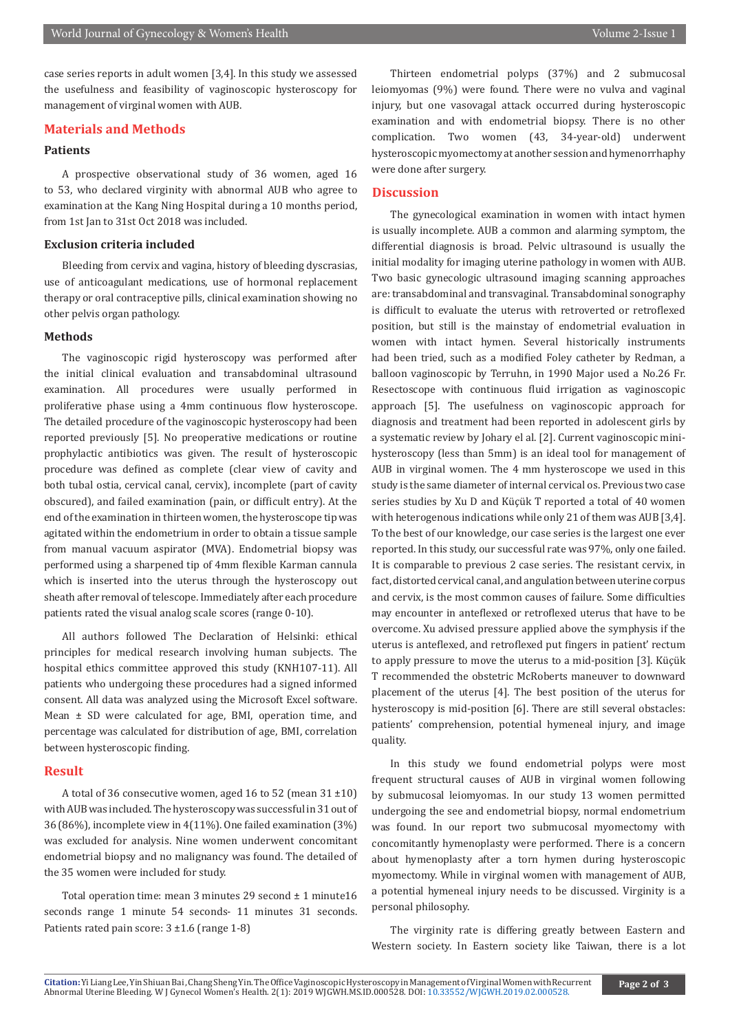case series reports in adult women [3,4]. In this study we assessed the usefulness and feasibility of vaginoscopic hysteroscopy for management of virginal women with AUB.

## Materials and Methods

### Patients

A prospective observational study of 36 women, aged 16 to 53, who declared virginity with abnormal AUB who agree to examination at the Kang Ning Hospital during a 10 months period, from 1st Jan to 31st Oct 2018 was included.

### Exclusion criteria included

Bleeding from cervix and vagina, history of bleeding dyscrasias, use of anticoagulant medications, use of hormonal replacement therapy or oral contraceptive pills, clinical examination showing no other pelvis organ pathology.

### Methods

The vaginoscopic rigid hysteroscopy was performed after the initial clinical evaluation and transabdominal ultrasound examination. All procedures were usually performed in proliferative phase using a 4mm continuous flow hysteroscope. The detailed procedure of the vaginoscopic hysteroscopy had been reported previously [5]. No preoperative medications or routine prophylactic antibiotics was given. The result of hysteroscopic procedure was defined as complete (clear view of cavity and both tubal ostia, cervical canal, cervix), incomplete (part of cavity obscured), and failed examination (pain, or difficult entry). At the end of the examination in thirteen women, the hysteroscope tip was agitated within the endometrium in order to obtain a tissue sample from manual vacuum aspirator (MVA). Endometrial biopsy was performed using a sharpened tip of 4mm flexible Karman cannula which is inserted into the uterus through the hysteroscopy out sheath after removal of telescope. Immediately after each procedure patients rated the visual analog scale scores (range 0-10).

All authors followed The Declaration of Helsinki: ethical principles for medical research involving human subjects. The hospital ethics committee approved this study (KNH107-11). All patients who undergoing these procedures had a signed informed consent. All data was analyzed using the Microsoft Excel software. Mean ± SD were calculated for age, BMI, operation time, and percentage was calculated for distribution of age, BMI, correlation between hysteroscopic finding.

## Result

A total of 36 consecutive women, aged 16 to 52 (mean 31 ±10) with AUB was included. The hysteroscopy was successful in 31 out of 36 (86%), incomplete view in 4(11%). One failed examination (3%) was excluded for analysis. Nine women underwent concomitant endometrial biopsy and no malignancy was found. The detailed of the 35 women were included for study.

Total operation time: mean 3 minutes 29 second ± 1 minute16 seconds range 1 minute 54 seconds- 11 minutes 31 seconds. Patients rated pain score: 3 ±1.6 (range 1-8)

Thirteen endometrial polyps (37%) and 2 submucosal leiomyomas (9%) were found. There were no vulva and vaginal injury, but one vasovagal attack occurred during hysteroscopic examination and with endometrial biopsy. There is no other complication. Two women (43, 34-year-old) underwent hysteroscopic myomectomy at another session and hymenorrhaphy were done after surgery.

## Discussion

The gynecological examination in women with intact hymen is usually incomplete. AUB a common and alarming symptom, the differential diagnosis is broad. Pelvic ultrasound is usually the initial modality for imaging uterine pathology in women with AUB. Two basic gynecologic ultrasound imaging scanning approaches are: transabdominal and transvaginal. Transabdominal sonography is difficult to evaluate the uterus with retroverted or retroflexed position, but still is the mainstay of endometrial evaluation in women with intact hymen. Several historically instruments had been tried, such as a modified Foley catheter by Redman, a balloon vaginoscopic by Terruhn, in 1990 Major used a No.26 Fr. Resectoscope with continuous fluid irrigation as vaginoscopic approach [5]. The usefulness on vaginoscopic approach for diagnosis and treatment had been reported in adolescent girls by a systematic review by Johary el al. [2]. Current vaginoscopic mini-hysteroscopy (less than 5mm) is an ideal tool for management of AUB in virginal women. The 4 mm hysteroscope we used in this study is the same diameter of internal cervical os. Previous two case series studies by Xu D and Küçük T reported a total of 40 women with heterogenous indications while only 21 of them was AUB [3,4]. To the best of our knowledge, our case series is the largest one ever reported. In this study, our successful rate was 97%, only one failed. It is comparable to previous 2 case series. The resistant cervix, in fact, distorted cervical canal, and angulation between uterine corpus and cervix, is the most common causes of failure. Some difficulties may encounter in anteflexed or retroflexed uterus that have to be overcome. Xu advised pressure applied above the symphysis if the uterus is anteflexed, and retroflexed put fingers in patient' rectum to apply pressure to move the uterus to a mid-position [3]. Küçük T recommended the obstetric McRoberts maneuver to downward placement of the uterus [4]. The best position of the uterus for hysteroscopy is mid-position [6]. There are still several obstacles: patients' comprehension, potential hymeneal injury, and image quality.

In this study we found endometrial polyps were most frequent structural causes of AUB in virginal women following by submucosal leiomyomas. In our study 13 women permitted undergoing the see and endometrial biopsy, normal endometrium was found. In our report two submucosal myomectomy with concomitantly hymenoplasty were performed. There is a concern about hymenoplasty after a torn hymen during hysteroscopic myomectomy. While in virginal women with management of AUB, a potential hymeneal injury needs to be discussed. Virginity is a personal philosophy.

The virginity rate is differing greatly between Eastern and Western society. In Eastern society like Taiwan, there is a lot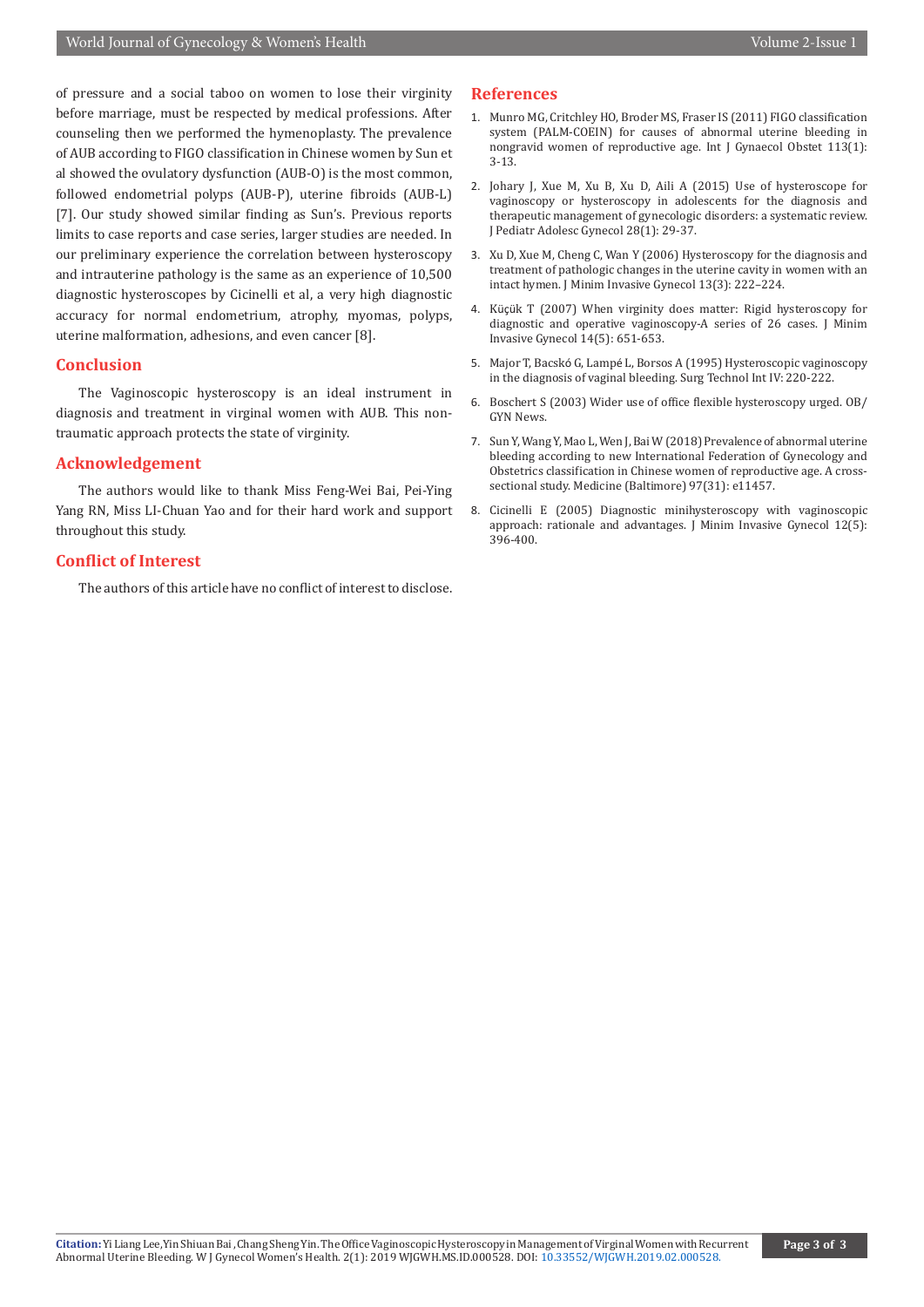of pressure and a social taboo on women to lose their virginity before marriage, must be respected by medical professions. After counseling then we performed the hymenoplasty. The prevalence of AUB according to FIGO classification in Chinese women by Sun et al showed the ovulatory dysfunction (AUB-O) is the most common, followed endometrial polyps (AUB-P), uterine fibroids (AUB-L) [7]. Our study showed similar finding as Sun's. Previous reports limits to case reports and case series, larger studies are needed. In our preliminary experience the correlation between hysteroscopy and intrauterine pathology is the same as an experience of 10,500 diagnostic hysteroscopes by Cicinelli et al, a very high diagnostic accuracy for normal endometrium, atrophy, myomas, polyps, uterine malformation, adhesions, and even cancer [8].

## Conclusion

The Vaginoscopic hysteroscopy is an ideal instrument in diagnosis and treatment in virginal women with AUB. This non-traumatic approach protects the state of virginity.

## Acknowledgement

The authors would like to thank Miss Feng-Wei Bai, Pei-Ying Yang RN, Miss LI-Chuan Yao and for their hard work and support throughout this study.

## Conflict of Interest

The authors of this article have no conflict of interest to disclose.

## References

1. Munro MG, Critchley HO, Broder MS, Fraser IS (2011) FIGO classification system (PALM-COEIN) for causes of abnormal uterine bleeding in nongravid women of reproductive age. Int J Gynaecol Obstet 113(1): 3-13.
2. Johary J, Xue M, Xu B, Xu D, Aili A (2015) Use of hysteroscope for vaginoscopy or hysteroscopy in adolescents for the diagnosis and therapeutic management of gynecologic disorders: a systematic review. J Pediatr Adolesc Gynecol 28(1): 29-37.
3. Xu D, Xue M, Cheng C, Wan Y (2006) Hysteroscopy for the diagnosis and treatment of pathologic changes in the uterine cavity in women with an intact hymen. J Minim Invasive Gynecol 13(3): 222–224.
4. Küçük T (2007) When virginity does matter: Rigid hysteroscopy for diagnostic and operative vaginoscopy-A series of 26 cases. J Minim Invasive Gynecol 14(5): 651-653.
5. Major T, Bacskó G, Lampé L, Borsos A (1995) Hysteroscopic vaginoscopy in the diagnosis of vaginal bleeding. Surg Technol Int IV: 220-222.
6. Boschert S (2003) Wider use of office flexible hysteroscopy urged. OB/GYN News.
7. Sun Y, Wang Y, Mao L, Wen J, Bai W (2018) Prevalence of abnormal uterine bleeding according to new International Federation of Gynecology and Obstetrics classification in Chinese women of reproductive age. A cross-sectional study. Medicine (Baltimore) 97(31): e11457.
8. Cicinelli E (2005) Diagnostic minihysteroscopy with vaginoscopic approach: rationale and advantages. J Minim Invasive Gynecol 12(5): 396-400.

**Citation:** Yi Liang Lee, Yin Shiuan Bai , Chang Sheng Yin. The Office Vaginoscopic Hysteroscopy in Management of Virginal Women with Recurrent Abnormal Uterine Bleeding. W J Gynecol Women's Health. 2(1): 2019 WJGWH.MS.ID.000528. DOI: 10.33552/WJGWH.2019.02.000528.